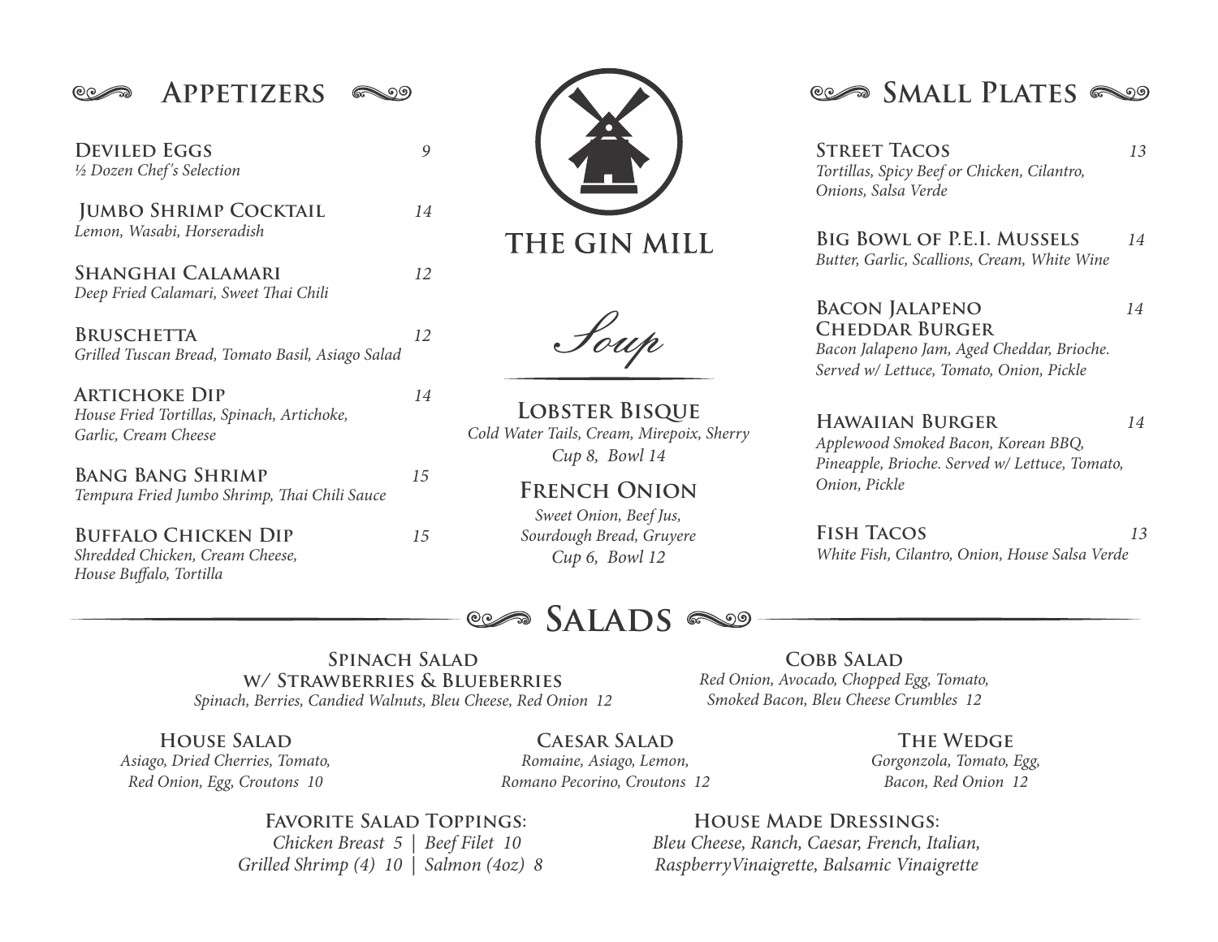# THE GIN MILL

## Appetizers

**Deviled Eggs** 9
*½ Dozen Chef's Selection*

**Jumbo Shrimp Cocktail** 14
*Lemon, Wasabi, Horseradish*

**Shanghai Calamari** 12
*Deep Fried Calamari, Sweet Thai Chili*

**Bruschetta** 12
*Grilled Tuscan Bread, Tomato Basil, Asiago Salad*

**Artichoke Dip** 14
*House Fried Tortillas, Spinach, Artichoke, Garlic, Cream Cheese*

**Bang Bang Shrimp** 15
*Tempura Fried Jumbo Shrimp, Thai Chili Sauce*

**Buffalo Chicken Dip** 15
*Shredded Chicken, Cream Cheese, House Buffalo, Tortilla*

## Soup

**Lobster Bisque**
*Cold Water Tails, Cream, Mirepoix, Sherry*
*Cup 8, Bowl 14*

**French Onion**
*Sweet Onion, Beef Jus, Sourdough Bread, Gruyere*
*Cup 6, Bowl 12*

## Small Plates

**Street Tacos** 13
*Tortillas, Spicy Beef or Chicken, Cilantro, Onions, Salsa Verde*

**Big Bowl of P.E.I. Mussels** 14
*Butter, Garlic, Scallions, Cream, White Wine*

**Bacon Jalapeno Cheddar Burger** 14
*Bacon Jalapeno Jam, Aged Cheddar, Brioche. Served w/ Lettuce, Tomato, Onion, Pickle*

**Hawaiian Burger** 14
*Applewood Smoked Bacon, Korean BBQ, Pineapple, Brioche. Served w/ Lettuce, Tomato, Onion, Pickle*

**Fish Tacos** 13
*White Fish, Cilantro, Onion, House Salsa Verde*

## Salads

**Spinach Salad w/ Strawberries & Blueberries**
*Spinach, Berries, Candied Walnuts, Bleu Cheese, Red Onion 12*

**Cobb Salad**
*Red Onion, Avocado, Chopped Egg, Tomato, Smoked Bacon, Bleu Cheese Crumbles 12*

**House Salad**
*Asiago, Dried Cherries, Tomato, Red Onion, Egg, Croutons 10*

**Caesar Salad**
*Romaine, Asiago, Lemon, Romano Pecorino, Croutons 12*

**The Wedge**
*Gorgonzola, Tomato, Egg, Bacon, Red Onion 12*

**Favorite Salad Toppings:**
*Chicken Breast 5 | Beef Filet 10*
*Grilled Shrimp (4) 10 | Salmon (4oz) 8*

**House Made Dressings:**
*Bleu Cheese, Ranch, Caesar, French, Italian, RaspberryVinaigrette, Balsamic Vinaigrette*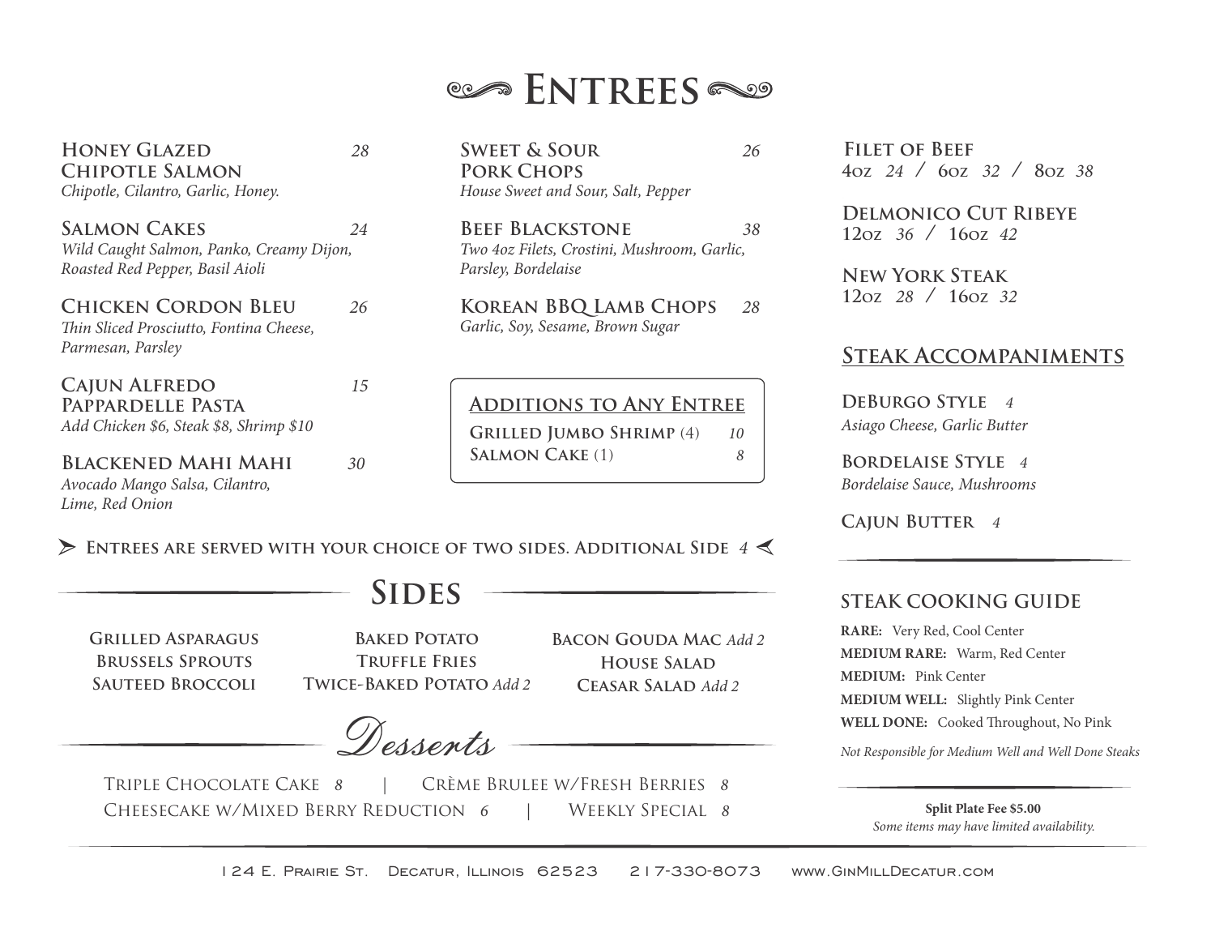# Entrees

**Honey Glazed Chipotle Salmon** *28*
*Chipotle, Cilantro, Garlic, Honey.*

**Salmon Cakes** *24*
*Wild Caught Salmon, Panko, Creamy Dijon, Roasted Red Pepper, Basil Aioli*

**Chicken Cordon Bleu** *26*
*Thin Sliced Prosciutto, Fontina Cheese, Parmesan, Parsley*

**Cajun Alfredo Pappardelle Pasta** *15*
*Add Chicken $6, Steak $8, Shrimp $10*

**Blackened Mahi Mahi** *30*
*Avocado Mango Salsa, Cilantro, Lime, Red Onion*

**Sweet & Sour Pork Chops** *26*
*House Sweet and Sour, Salt, Pepper*

**Beef Blackstone** *38*
*Two 4oz Filets, Crostini, Mushroom, Garlic, Parsley, Bordelaise*

**Korean BBQ Lamb Chops** *28*
*Garlic, Soy, Sesame, Brown Sugar*

## Additions to Any Entree

**Grilled Jumbo Shrimp** (4) *10*
**Salmon Cake** (1) *8*

**Filet of Beef**
4oz *24* / 6oz *32* / 8oz *38*

**Delmonico Cut Ribeye**
12oz *36* / 16oz *42*

**New York Steak**
12oz *28* / 16oz *32*

## Steak Accompaniments

**DeBurgo Style** *4*
*Asiago Cheese, Garlic Butter*

**Bordelaise Style** *4*
*Bordelaise Sauce, Mushrooms*

**Cajun Butter** *4*

**Entrees are served with your choice of two sides. Additional Side** *4*

## Sides

- Grilled Asparagus
- Brussels Sprouts
- Sauteed Broccoli
- Baked Potato
- Truffle Fries
- Twice-Baked Potato *Add 2*
- Bacon Gouda Mac *Add 2*
- House Salad
- Ceasar Salad *Add 2*

## Desserts

Triple Chocolate Cake *8* | Crème Brulee w/Fresh Berries *8*
Cheesecake w/Mixed Berry Reduction *6* | Weekly Special *8*

## Steak Cooking Guide

**RARE:** Very Red, Cool Center
**MEDIUM RARE:** Warm, Red Center
**MEDIUM:** Pink Center
**MEDIUM WELL:** Slightly Pink Center
**WELL DONE:** Cooked Throughout, No Pink

*Not Responsible for Medium Well and Well Done Steaks*

**Split Plate Fee $5.00**
*Some items may have limited availability.*

124 E. Prairie St. Decatur, Illinois 62523 217-330-8073 www.GinMillDecatur.com